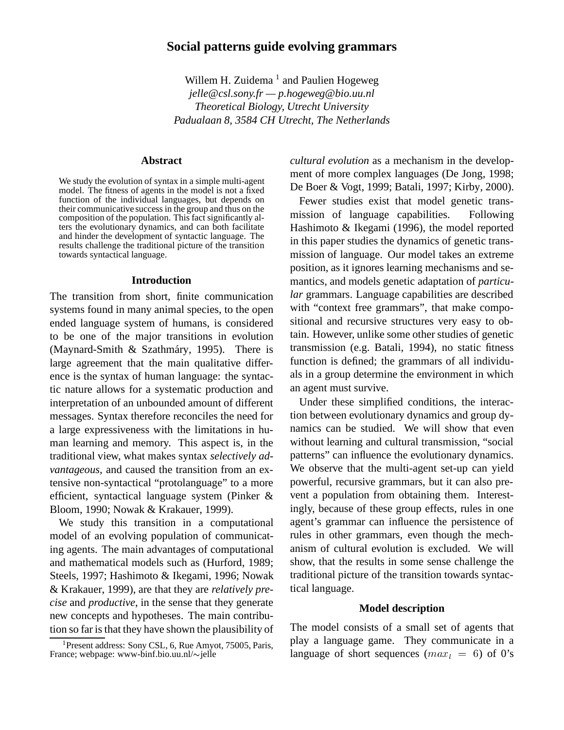# Social patterns guide evolving grammars

Willem H. Zuidema [1] and Paulien Hogeweg

*jelle@csl.sony.fr — p.hogeweg@bio.uu.nl*

*Theoretical Biology, Utrecht University*

*Padualaan 8, 3584 CH Utrecht, The Netherlands*

## Abstract

We study the evolution of syntax in a simple multi-agent model. The fitness of agents in the model is not a fixed function of the individual languages, but depends on their communicative success in the group and thus on the composition of the population. This fact significantly alters the evolutionary dynamics, and can both facilitate and hinder the development of syntactic language. The results challenge the traditional picture of the transition towards syntactical language.

## Introduction

The transition from short, finite communication systems found in many animal species, to the open ended language system of humans, is considered to be one of the major transitions in evolution (Maynard-Smith & Szathmáry, 1995). There is large agreement that the main qualitative difference is the syntax of human language: the syntactic nature allows for a systematic production and interpretation of an unbounded amount of different messages. Syntax therefore reconciles the need for a large expressiveness with the limitations in human learning and memory. This aspect is, in the traditional view, what makes syntax *selectively advantageous*, and caused the transition from an extensive non-syntactical "protolanguage" to a more efficient, syntactical language system (Pinker & Bloom, 1990; Nowak & Krakauer, 1999).

We study this transition in a computational model of an evolving population of communicating agents. The main advantages of computational and mathematical models such as (Hurford, 1989; Steels, 1997; Hashimoto & Ikegami, 1996; Nowak & Krakauer, 1999), are that they are *relatively precise* and *productive*, in the sense that they generate new concepts and hypotheses. The main contribution so far is that they have shown the plausibility of *cultural evolution* as a mechanism in the development of more complex languages (De Jong, 1998; De Boer & Vogt, 1999; Batali, 1997; Kirby, 2000).

Fewer studies exist that model genetic transmission of language capabilities. Following Hashimoto & Ikegami (1996), the model reported in this paper studies the dynamics of genetic transmission of language. Our model takes an extreme position, as it ignores learning mechanisms and semantics, and models genetic adaptation of *particular* grammars. Language capabilities are described with "context free grammars", that make compositional and recursive structures very easy to obtain. However, unlike some other studies of genetic transmission (e.g. Batali, 1994), no static fitness function is defined; the grammars of all individuals in a group determine the environment in which an agent must survive.

Under these simplified conditions, the interaction between evolutionary dynamics and group dynamics can be studied. We will show that even without learning and cultural transmission, "social patterns" can influence the evolutionary dynamics. We observe that the multi-agent set-up can yield powerful, recursive grammars, but it can also prevent a population from obtaining them. Interestingly, because of these group effects, rules in one agent's grammar can influence the persistence of rules in other grammars, even though the mechanism of cultural evolution is excluded. We will show, that the results in some sense challenge the traditional picture of the transition towards syntactical language.

## Model description

The model consists of a small set of agents that play a language game. They communicate in a language of short sequences ($max_l = 6$) of 0's

[1] Present address: Sony CSL, 6, Rue Amyot, 75005, Paris, France; webpage: www-binf.bio.uu.nl/∼jelle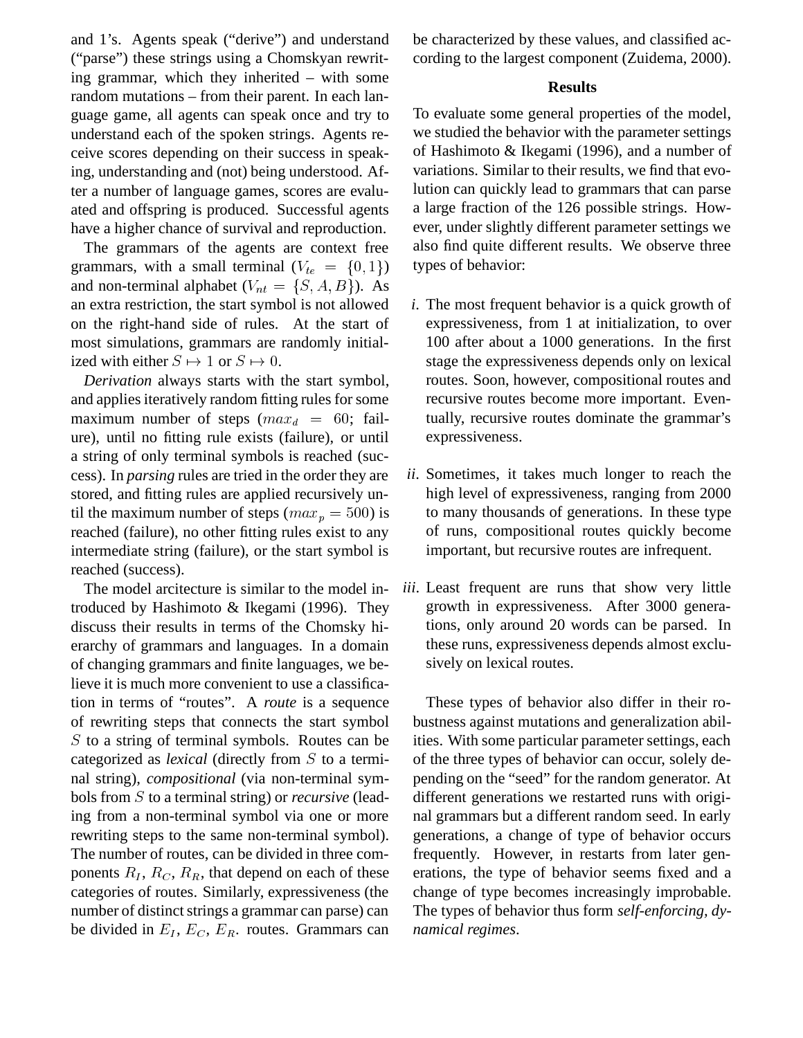and 1's. Agents speak ("derive") and understand ("parse") these strings using a Chomskyan rewriting grammar, which they inherited – with some random mutations – from their parent. In each language game, all agents can speak once and try to understand each of the spoken strings. Agents receive scores depending on their success in speaking, understanding and (not) being understood. After a number of language games, scores are evaluated and offspring is produced. Successful agents have a higher chance of survival and reproduction.

The grammars of the agents are context free grammars, with a small terminal ($V_{te} = \{0, 1\}$) and non-terminal alphabet ($V_{nt} = \{S, A, B\}$). As an extra restriction, the start symbol is not allowed on the right-hand side of rules. At the start of most simulations, grammars are randomly initialized with either $S \mapsto 1$ or $S \mapsto 0$.

*Derivation* always starts with the start symbol, and applies iteratively random fitting rules for some maximum number of steps ($max_d = 60$; failure), until no fitting rule exists (failure), or until a string of only terminal symbols is reached (success). In *parsing* rules are tried in the order they are stored, and fitting rules are applied recursively until the maximum number of steps ($max_p = 500$) is reached (failure), no other fitting rules exist to any intermediate string (failure), or the start symbol is reached (success).

The model arcitecture is similar to the model introduced by Hashimoto & Ikegami (1996). They discuss their results in terms of the Chomsky hierarchy of grammars and languages. In a domain of changing grammars and finite languages, we believe it is much more convenient to use a classification in terms of "routes". A *route* is a sequence of rewriting steps that connects the start symbol $S$ to a string of terminal symbols. Routes can be categorized as *lexical* (directly from $S$ to a terminal string), *compositional* (via non-terminal symbols from $S$ to a terminal string) or *recursive* (leading from a non-terminal symbol via one or more rewriting steps to the same non-terminal symbol). The number of routes, can be divided in three components $R_I$, $R_C$, $R_R$, that depend on each of these categories of routes. Similarly, expressiveness (the number of distinct strings a grammar can parse) can be divided in $E_I$, $E_C$, $E_R$. routes. Grammars can be characterized by these values, and classified according to the largest component (Zuidema, 2000).

## Results

To evaluate some general properties of the model, we studied the behavior with the parameter settings of Hashimoto & Ikegami (1996), and a number of variations. Similar to their results, we find that evolution can quickly lead to grammars that can parse a large fraction of the 126 possible strings. However, under slightly different parameter settings we also find quite different results. We observe three types of behavior:

*i.* The most frequent behavior is a quick growth of expressiveness, from 1 at initialization, to over 100 after about a 1000 generations. In the first stage the expressiveness depends only on lexical routes. Soon, however, compositional routes and recursive routes become more important. Eventually, recursive routes dominate the grammar's expressiveness.

*ii.* Sometimes, it takes much longer to reach the high level of expressiveness, ranging from 2000 to many thousands of generations. In these type of runs, compositional routes quickly become important, but recursive routes are infrequent.

*iii.* Least frequent are runs that show very little growth in expressiveness. After 3000 generations, only around 20 words can be parsed. In these runs, expressiveness depends almost exclusively on lexical routes.

These types of behavior also differ in their robustness against mutations and generalization abilities. With some particular parameter settings, each of the three types of behavior can occur, solely depending on the "seed" for the random generator. At different generations we restarted runs with original grammars but a different random seed. In early generations, a change of type of behavior occurs frequently. However, in restarts from later generations, the type of behavior seems fixed and a change of type becomes increasingly improbable. The types of behavior thus form *self-enforcing, dynamical regimes*.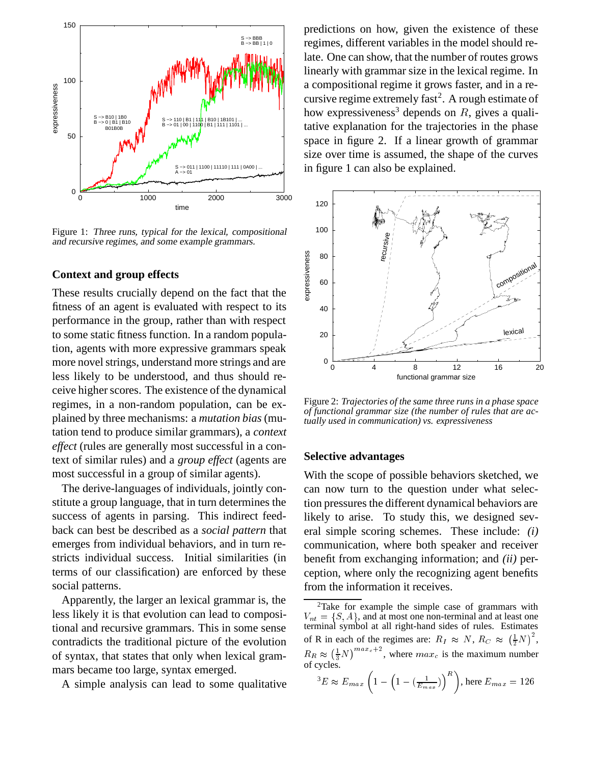Figure 1: *Three runs, typical for the lexical, compositional and recursive regimes, and some example grammars.*

## Context and group effects

These results crucially depend on the fact that the fitness of an agent is evaluated with respect to its performance in the group, rather than with respect to some static fitness function. In a random population, agents with more expressive grammars speak more novel strings, understand more strings and are less likely to be understood, and thus should receive higher scores. The existence of the dynamical regimes, in a non-random population, can be explained by three mechanisms: a *mutation bias* (mutation tend to produce similar grammars), a *context effect* (rules are generally most successful in a context of similar rules) and a *group effect* (agents are most successful in a group of similar agents).

The derive-languages of individuals, jointly constitute a group language, that in turn determines the success of agents in parsing. This indirect feedback can best be described as a *social pattern* that emerges from individual behaviors, and in turn restricts individual success. Initial similarities (in terms of our classification) are enforced by these social patterns.

Apparently, the larger an lexical grammar is, the less likely it is that evolution can lead to compositional and recursive grammars. This in some sense contradicts the traditional picture of the evolution of syntax, that states that only when lexical grammars became too large, syntax emerged.

A simple analysis can lead to some qualitative predictions on how, given the existence of these regimes, different variables in the model should relate. One can show, that the number of routes grows linearly with grammar size in the lexical regime. In a compositional regime it grows faster, and in a recursive regime extremely fast[2]. A rough estimate of how expressiveness[3] depends on $R$, gives a qualitative explanation for the trajectories in the phase space in figure 2. If a linear growth of grammar size over time is assumed, the shape of the curves in figure 1 can also be explained.

Figure 2: *Trajectories of the same three runs in a phase space of functional grammar size (the number of rules that are actually used in communication) vs. expressiveness*

## Selective advantages

With the scope of possible behaviors sketched, we can now turn to the question under what selection pressures the different dynamical behaviors are likely to arise. To study this, we designed several simple scoring schemes. These include: *(i)* communication, where both speaker and receiver benefit from exchanging information; and *(ii)* perception, where only the recognizing agent benefits from the information it receives.

---

[2]Take for example the simple case of grammars with $V_{nt} = \{S, A\}$, and at most one non-terminal and at least one terminal symbol at all right-hand sides of rules. Estimates of R in each of the regimes are: $R_I \approx N$, $R_C \approx \left(\frac{1}{2}N\right)^2$, $R_R \approx \left(\frac{1}{3}N\right)^{max_c+2}$, where $max_c$ is the maximum number of cycles.

[3]$E \approx E_{max}\left(1 - \left(1 - (\frac{1}{E_{max}})\right)^R\right)$, here $E_{max} = 126$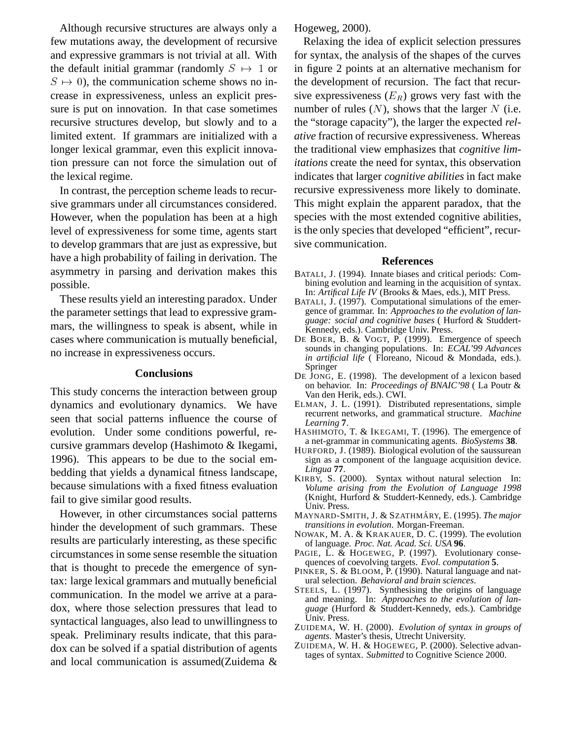Although recursive structures are always only a few mutations away, the development of recursive and expressive grammars is not trivial at all. With the default initial grammar (randomly $S \mapsto 1$ or $S \mapsto 0$), the communication scheme shows no increase in expressiveness, unless an explicit pressure is put on innovation. In that case sometimes recursive structures develop, but slowly and to a limited extent. If grammars are initialized with a longer lexical grammar, even this explicit innovation pressure can not force the simulation out of the lexical regime.

In contrast, the perception scheme leads to recursive grammars under all circumstances considered. However, when the population has been at a high level of expressiveness for some time, agents start to develop grammars that are just as expressive, but have a high probability of failing in derivation. The asymmetry in parsing and derivation makes this possible.

These results yield an interesting paradox. Under the parameter settings that lead to expressive grammars, the willingness to speak is absent, while in cases where communication is mutually beneficial, no increase in expressiveness occurs.

## Conclusions

This study concerns the interaction between group dynamics and evolutionary dynamics. We have seen that social patterns influence the course of evolution. Under some conditions powerful, recursive grammars develop (Hashimoto & Ikegami, 1996). This appears to be due to the social embedding that yields a dynamical fitness landscape, because simulations with a fixed fitness evaluation fail to give similar good results.

However, in other circumstances social patterns hinder the development of such grammars. These results are particularly interesting, as these specific circumstances in some sense resemble the situation that is thought to precede the emergence of syntax: large lexical grammars and mutually beneficial communication. In the model we arrive at a paradox, where those selection pressures that lead to syntactical languages, also lead to unwillingness to speak. Preliminary results indicate, that this paradox can be solved if a spatial distribution of agents and local communication is assumed(Zuidema & Hogeweg, 2000).

Relaxing the idea of explicit selection pressures for syntax, the analysis of the shapes of the curves in figure 2 points at an alternative mechanism for the development of recursion. The fact that recursive expressiveness ($E_R$) grows very fast with the number of rules ($N$), shows that the larger $N$ (i.e. the "storage capacity"), the larger the expected *relative* fraction of recursive expressiveness. Whereas the traditional view emphasizes that *cognitive limitations* create the need for syntax, this observation indicates that larger *cognitive abilities* in fact make recursive expressiveness more likely to dominate. This might explain the apparent paradox, that the species with the most extended cognitive abilities, is the only species that developed "efficient", recursive communication.

## References

BATALI, J. (1994). Innate biases and critical periods: Combining evolution and learning in the acquisition of syntax. In: *Artifical Life IV* (Brooks & Maes, eds.), MIT Press.

BATALI, J. (1997). Computational simulations of the emergence of grammar. In: *Approaches to the evolution of language: social and cognitive bases* ( Hurford & Studdert-Kennedy, eds.). Cambridge Univ. Press.

DE BOER, B. & VOGT, P. (1999). Emergence of speech sounds in changing populations. In: *ECAL'99 Advances in artificial life* ( Floreano, Nicoud & Mondada, eds.). Springer

DE JONG, E. (1998). The development of a lexicon based on behavior. In: *Proceedings of BNAIC'98* ( La Poutr & Van den Herik, eds.). CWI.

ELMAN, J. L. (1991). Distributed representations, simple recurrent networks, and grammatical structure. *Machine Learning* **7**.

HASHIMOTO, T. & IKEGAMI, T. (1996). The emergence of a net-grammar in communicating agents. *BioSystems* **38**.

HURFORD, J. (1989). Biological evolution of the saussurean sign as a component of the language acquisition device. *Lingua* **77**.

KIRBY, S. (2000). Syntax without natural selection In: *Volume arising from the Evolution of Language 1998* (Knight, Hurford & Studdert-Kennedy, eds.). Cambridge Univ. Press.

MAYNARD-SMITH, J. & SZATHMÁRY, E. (1995). *The major transitions in evolution*. Morgan-Freeman.

NOWAK, M. A. & KRAKAUER, D. C. (1999). The evolution of language. *Proc. Nat. Acad. Sci. USA* **96**.

PAGIE, L. & HOGEWEG, P. (1997). Evolutionary consequences of coevolving targets. *Evol. computation* **5**.

PINKER, S. & BLOOM, P. (1990). Natural language and natural selection. *Behavioral and brain sciences*.

STEELS, L. (1997). Synthesising the origins of language and meaning. In: *Approaches to the evolution of language* (Hurford & Studdert-Kennedy, eds.). Cambridge Univ. Press.

ZUIDEMA, W. H. (2000). *Evolution of syntax in groups of agents*. Master's thesis, Utrecht University.

ZUIDEMA, W. H. & HOGEWEG, P. (2000). Selective advantages of syntax. *Submitted* to Cognitive Science 2000.